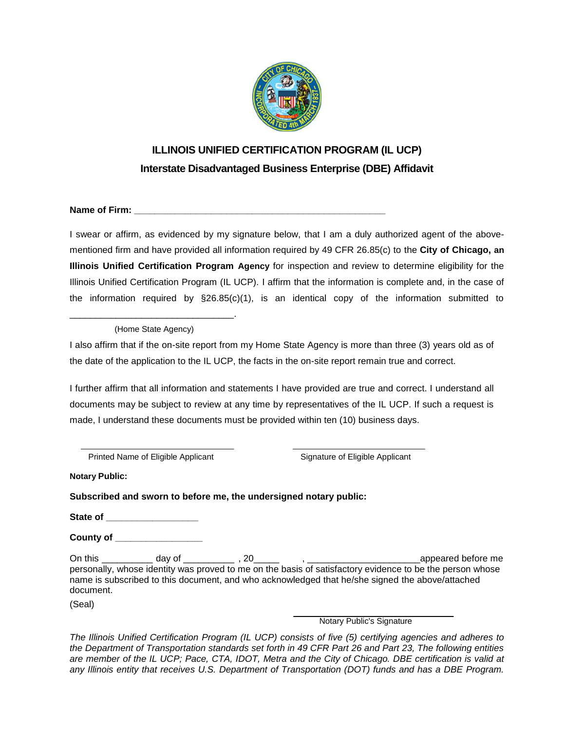# ILLINOIS UNIFIED CERTIFICATION PROGRAM (IL UCP)

## Interstate Disadvantaged Business Enterprise (DBE) Affidavit

**Name of Firm: \_\_\_\_\_\_\_\_\_\_\_\_\_\_\_\_\_\_\_\_\_\_\_\_\_\_\_\_\_\_\_\_\_\_\_\_\_\_\_\_\_\_\_\_\_\_\_\_**

I swear or affirm, as evidenced by my signature below, that I am a duly authorized agent of the above-mentioned firm and have provided all information required by 49 CFR 26.85(c) to the **City of Chicago, an Illinois Unified Certification Program Agency** for inspection and review to determine eligibility for the Illinois Unified Certification Program (IL UCP). I affirm that the information is complete and, in the case of the information required by §26.85(c)(1), is an identical copy of the information submitted to \_\_\_\_\_\_\_\_\_\_\_\_\_\_\_\_\_\_\_\_\_\_\_\_\_\_\_\_\_\_\_\_.

(Home State Agency)

I also affirm that if the on-site report from my Home State Agency is more than three (3) years old as of the date of the application to the IL UCP, the facts in the on-site report remain true and correct.

I further affirm that all information and statements I have provided are true and correct. I understand all documents may be subject to review at any time by representatives of the IL UCP. If such a request is made, I understand these documents must be provided within ten (10) business days.

\_\_\_\_\_\_\_\_\_\_\_\_\_\_\_\_\_\_\_\_\_\_\_\_\_\_\_\_\_\_\_\_ \_\_\_\_\_\_\_\_\_\_\_\_\_\_\_\_\_\_\_\_\_\_\_\_\_\_\_\_\_\_

Printed Name of Eligible Applicant Signature of Eligible Applicant

**Notary Public:**

**Subscribed and sworn to before me, the undersigned notary public:**

**State of \_\_\_\_\_\_\_\_\_\_\_\_\_\_\_\_\_\_**

**County of \_\_\_\_\_\_\_\_\_\_\_\_\_\_\_\_\_**

On this \_\_\_\_\_\_\_\_\_\_ day of \_\_\_\_\_\_\_\_\_\_ , 20\_\_\_\_\_ , \_\_\_\_\_\_\_\_\_\_\_\_\_\_\_\_\_\_\_\_\_\_appeared before me personally, whose identity was proved to me on the basis of satisfactory evidence to be the person whose name is subscribed to this document, and who acknowledged that he/she signed the above/attached document.

(Seal)

\_\_\_\_\_\_\_\_\_\_\_\_\_\_\_\_\_\_\_\_\_\_\_\_\_\_\_\_\_\_

Notary Public's Signature

*The Illinois Unified Certification Program (IL UCP) consists of five (5) certifying agencies and adheres to the Department of Transportation standards set forth in 49 CFR Part 26 and Part 23, The following entities are member of the IL UCP; Pace, CTA, IDOT, Metra and the City of Chicago. DBE certification is valid at any Illinois entity that receives U.S. Department of Transportation (DOT) funds and has a DBE Program.*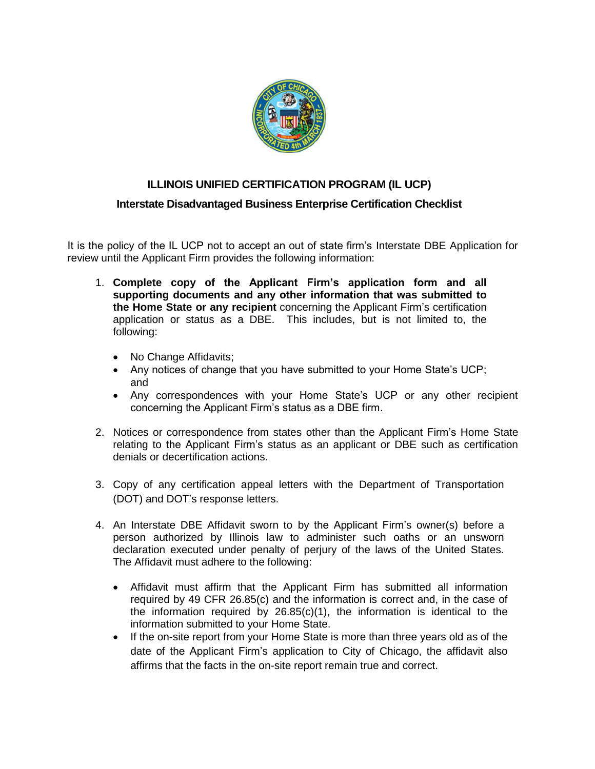## ILLINOIS UNIFIED CERTIFICATION PROGRAM (IL UCP)

### Interstate Disadvantaged Business Enterprise Certification Checklist

It is the policy of the IL UCP not to accept an out of state firm's Interstate DBE Application for review until the Applicant Firm provides the following information:

1. **Complete copy of the Applicant Firm's application form and all supporting documents and any other information that was submitted to the Home State or any recipient** concerning the Applicant Firm's certification application or status as a DBE. This includes, but is not limited to, the following:
   - No Change Affidavits;
   - Any notices of change that you have submitted to your Home State's UCP; and
   - Any correspondences with your Home State's UCP or any other recipient concerning the Applicant Firm's status as a DBE firm.
2. Notices or correspondence from states other than the Applicant Firm's Home State relating to the Applicant Firm's status as an applicant or DBE such as certification denials or decertification actions.
3. Copy of any certification appeal letters with the Department of Transportation (DOT) and DOT's response letters.
4. An Interstate DBE Affidavit sworn to by the Applicant Firm's owner(s) before a person authorized by Illinois law to administer such oaths or an unsworn declaration executed under penalty of perjury of the laws of the United States. The Affidavit must adhere to the following:
   - Affidavit must affirm that the Applicant Firm has submitted all information required by 49 CFR 26.85(c) and the information is correct and, in the case of the information required by 26.85(c)(1), the information is identical to the information submitted to your Home State.
   - If the on-site report from your Home State is more than three years old as of the date of the Applicant Firm's application to City of Chicago, the affidavit also affirms that the facts in the on-site report remain true and correct.